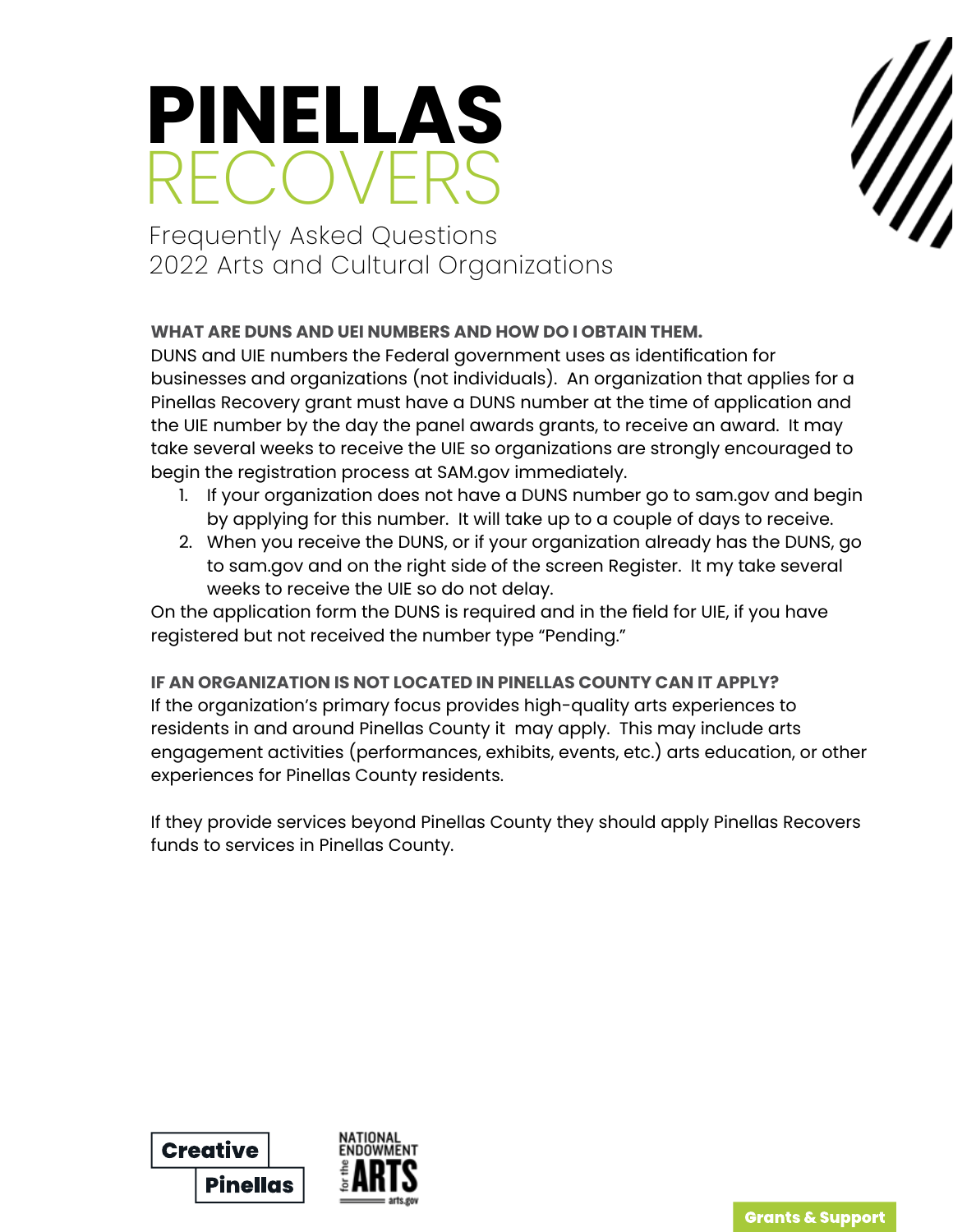# PINELLAS RECOVERS

Frequently Asked Questions
2022 Arts and Cultural Organizations

**WHAT ARE DUNS AND UEI NUMBERS AND HOW DO I OBTAIN THEM.**

DUNS and UIE numbers the Federal government uses as identification for businesses and organizations (not individuals). An organization that applies for a Pinellas Recovery grant must have a DUNS number at the time of application and the UIE number by the day the panel awards grants, to receive an award. It may take several weeks to receive the UIE so organizations are strongly encouraged to begin the registration process at SAM.gov immediately.

1. If your organization does not have a DUNS number go to sam.gov and begin by applying for this number. It will take up to a couple of days to receive.
2. When you receive the DUNS, or if your organization already has the DUNS, go to sam.gov and on the right side of the screen Register. It my take several weeks to receive the UIE so do not delay.

On the application form the DUNS is required and in the field for UIE, if you have registered but not received the number type "Pending."

**IF AN ORGANIZATION IS NOT LOCATED IN PINELLAS COUNTY CAN IT APPLY?**

If the organization's primary focus provides high-quality arts experiences to residents in and around Pinellas County it may apply. This may include arts engagement activities (performances, exhibits, events, etc.) arts education, or other experiences for Pinellas County residents.

If they provide services beyond Pinellas County they should apply Pinellas Recovers funds to services in Pinellas County.

Creative Pinellas

NATIONAL ENDOWMENT for the ARTS arts.gov

Grants & Support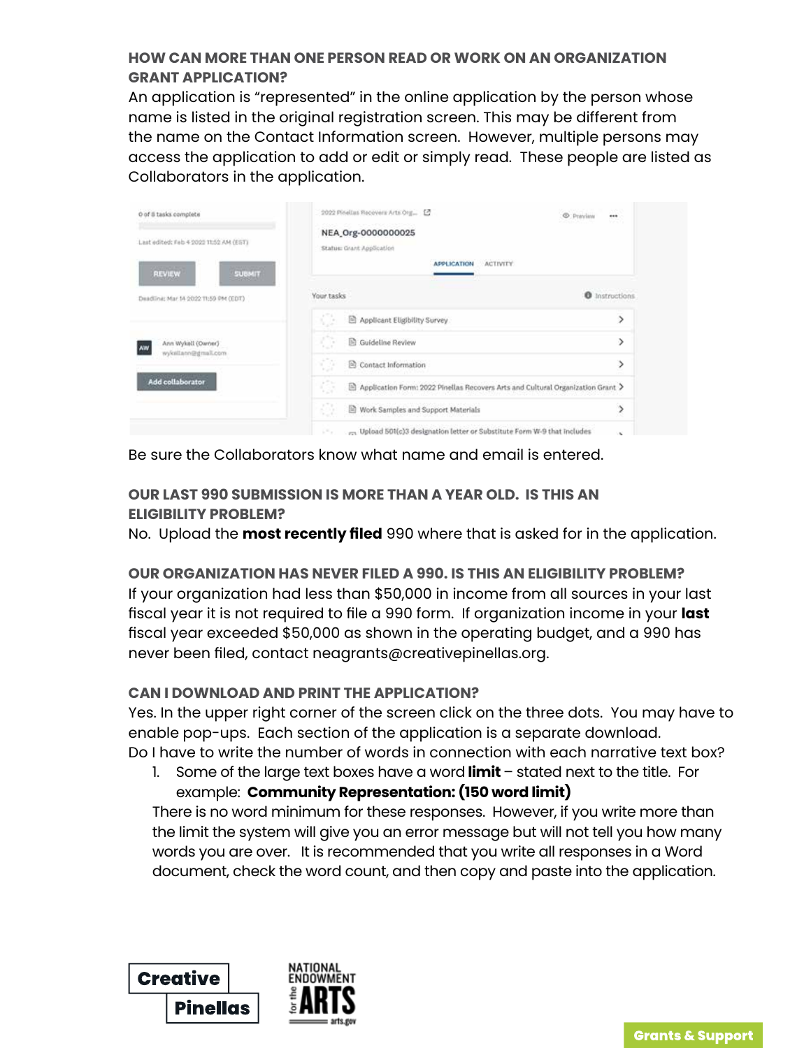### HOW CAN MORE THAN ONE PERSON READ OR WORK ON AN ORGANIZATION GRANT APPLICATION?

An application is “represented” in the online application by the person whose name is listed in the original registration screen. This may be different from the name on the Contact Information screen. However, multiple persons may access the application to add or edit or simply read. These people are listed as Collaborators in the application.

Be sure the Collaborators know what name and email is entered.

### OUR LAST 990 SUBMISSION IS MORE THAN A YEAR OLD. IS THIS AN ELIGIBILITY PROBLEM?

No. Upload the **most recently filed** 990 where that is asked for in the application.

### OUR ORGANIZATION HAS NEVER FILED A 990. IS THIS AN ELIGIBILITY PROBLEM?

If your organization had less than $50,000 in income from all sources in your last fiscal year it is not required to file a 990 form. If organization income in your **last** fiscal year exceeded $50,000 as shown in the operating budget, and a 990 has never been filed, contact neagrants@creativepinellas.org.

### CAN I DOWNLOAD AND PRINT THE APPLICATION?

Yes. In the upper right corner of the screen click on the three dots. You may have to enable pop-ups. Each section of the application is a separate download.

Do I have to write the number of words in connection with each narrative text box?

1. Some of the large text boxes have a word **limit** – stated next to the title. For example: **Community Representation: (150 word limit)**

   There is no word minimum for these responses. However, if you write more than the limit the system will give you an error message but will not tell you how many words you are over. It is recommended that you write all responses in a Word document, check the word count, and then copy and paste into the application.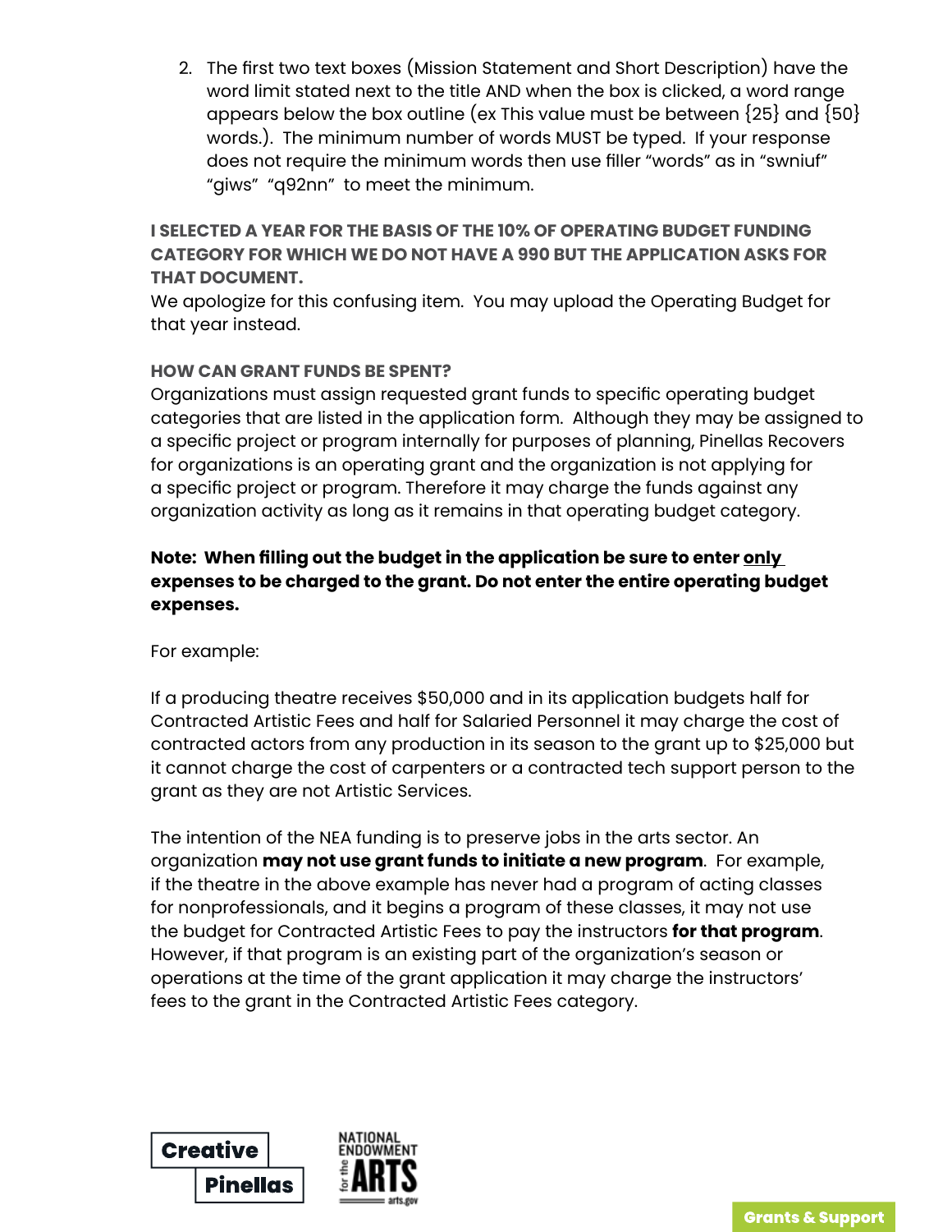2. The first two text boxes (Mission Statement and Short Description) have the word limit stated next to the title AND when the box is clicked, a word range appears below the box outline (ex This value must be between {25} and {50} words.). The minimum number of words MUST be typed. If your response does not require the minimum words then use filler "words" as in "swniuf" "giws" "q92nn" to meet the minimum.

### I SELECTED A YEAR FOR THE BASIS OF THE 10% OF OPERATING BUDGET FUNDING CATEGORY FOR WHICH WE DO NOT HAVE A 990 BUT THE APPLICATION ASKS FOR THAT DOCUMENT.

We apologize for this confusing item. You may upload the Operating Budget for that year instead.

### HOW CAN GRANT FUNDS BE SPENT?

Organizations must assign requested grant funds to specific operating budget categories that are listed in the application form. Although they may be assigned to a specific project or program internally for purposes of planning, Pinellas Recovers for organizations is an operating grant and the organization is not applying for a specific project or program. Therefore it may charge the funds against any organization activity as long as it remains in that operating budget category.

**Note: When filling out the budget in the application be sure to enter only expenses to be charged to the grant. Do not enter the entire operating budget expenses.**

For example:

If a producing theatre receives $50,000 and in its application budgets half for Contracted Artistic Fees and half for Salaried Personnel it may charge the cost of contracted actors from any production in its season to the grant up to $25,000 but it cannot charge the cost of carpenters or a contracted tech support person to the grant as they are not Artistic Services.

The intention of the NEA funding is to preserve jobs in the arts sector. An organization **may not use grant funds to initiate a new program**. For example, if the theatre in the above example has never had a program of acting classes for nonprofessionals, and it begins a program of these classes, it may not use the budget for Contracted Artistic Fees to pay the instructors **for that program**. However, if that program is an existing part of the organization's season or operations at the time of the grant application it may charge the instructors' fees to the grant in the Contracted Artistic Fees category.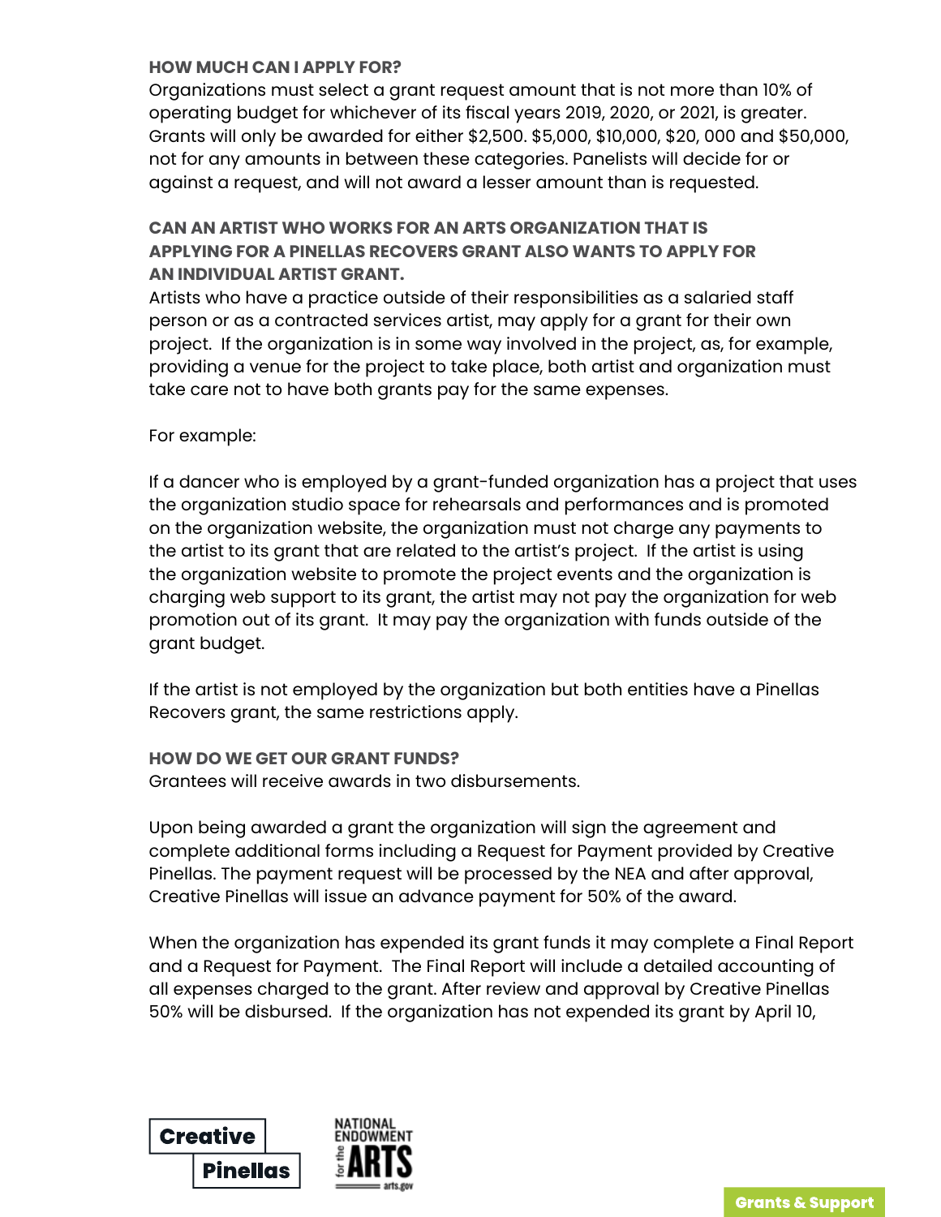**HOW MUCH CAN I APPLY FOR?**

Organizations must select a grant request amount that is not more than 10% of operating budget for whichever of its fiscal years 2019, 2020, or 2021, is greater. Grants will only be awarded for either $2,500. $5,000, $10,000, $20, 000 and $50,000, not for any amounts in between these categories. Panelists will decide for or against a request, and will not award a lesser amount than is requested.

**CAN AN ARTIST WHO WORKS FOR AN ARTS ORGANIZATION THAT IS APPLYING FOR A PINELLAS RECOVERS GRANT ALSO WANTS TO APPLY FOR AN INDIVIDUAL ARTIST GRANT.**

Artists who have a practice outside of their responsibilities as a salaried staff person or as a contracted services artist, may apply for a grant for their own project. If the organization is in some way involved in the project, as, for example, providing a venue for the project to take place, both artist and organization must take care not to have both grants pay for the same expenses.

For example:

If a dancer who is employed by a grant-funded organization has a project that uses the organization studio space for rehearsals and performances and is promoted on the organization website, the organization must not charge any payments to the artist to its grant that are related to the artist's project. If the artist is using the organization website to promote the project events and the organization is charging web support to its grant, the artist may not pay the organization for web promotion out of its grant. It may pay the organization with funds outside of the grant budget.

If the artist is not employed by the organization but both entities have a Pinellas Recovers grant, the same restrictions apply.

**HOW DO WE GET OUR GRANT FUNDS?**

Grantees will receive awards in two disbursements.

Upon being awarded a grant the organization will sign the agreement and complete additional forms including a Request for Payment provided by Creative Pinellas. The payment request will be processed by the NEA and after approval, Creative Pinellas will issue an advance payment for 50% of the award.

When the organization has expended its grant funds it may complete a Final Report and a Request for Payment. The Final Report will include a detailed accounting of all expenses charged to the grant. After review and approval by Creative Pinellas 50% will be disbursed. If the organization has not expended its grant by April 10,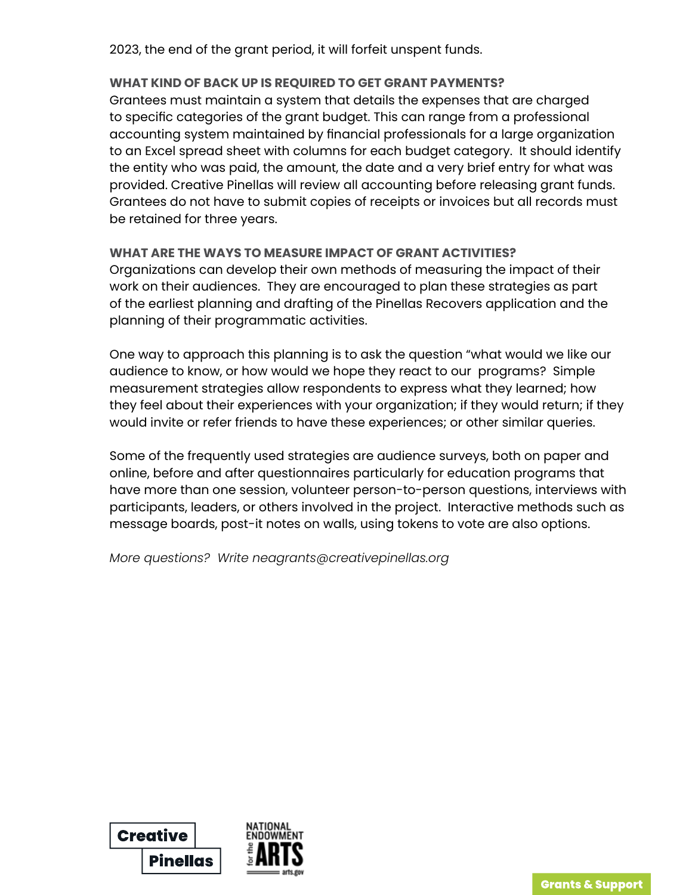2023, the end of the grant period, it will forfeit unspent funds.

**WHAT KIND OF BACK UP IS REQUIRED TO GET GRANT PAYMENTS?**

Grantees must maintain a system that details the expenses that are charged to specific categories of the grant budget. This can range from a professional accounting system maintained by financial professionals for a large organization to an Excel spread sheet with columns for each budget category. It should identify the entity who was paid, the amount, the date and a very brief entry for what was provided. Creative Pinellas will review all accounting before releasing grant funds. Grantees do not have to submit copies of receipts or invoices but all records must be retained for three years.

**WHAT ARE THE WAYS TO MEASURE IMPACT OF GRANT ACTIVITIES?**

Organizations can develop their own methods of measuring the impact of their work on their audiences. They are encouraged to plan these strategies as part of the earliest planning and drafting of the Pinellas Recovers application and the planning of their programmatic activities.

One way to approach this planning is to ask the question "what would we like our audience to know, or how would we hope they react to our programs? Simple measurement strategies allow respondents to express what they learned; how they feel about their experiences with your organization; if they would return; if they would invite or refer friends to have these experiences; or other similar queries.

Some of the frequently used strategies are audience surveys, both on paper and online, before and after questionnaires particularly for education programs that have more than one session, volunteer person-to-person questions, interviews with participants, leaders, or others involved in the project. Interactive methods such as message boards, post-it notes on walls, using tokens to vote are also options.

*More questions? Write neagrants@creativepinellas.org*